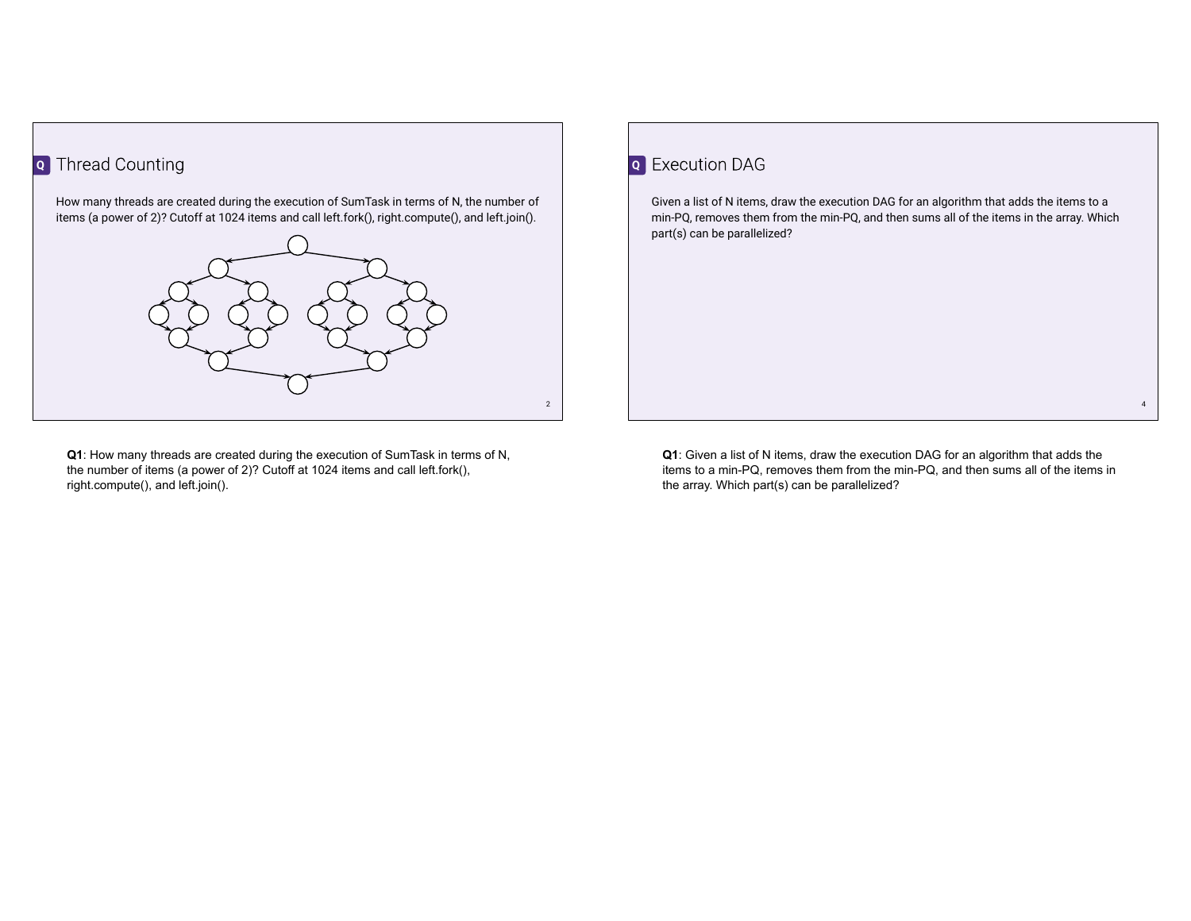## Q Thread Counting

How many threads are created during the execution of SumTask in terms of N, the number of items (a power of 2)? Cutoff at 1024 items and call left.fork(), right.compute(), and left.join().

**Q1**: How many threads are created during the execution of SumTask in terms of N, the number of items (a power of 2)? Cutoff at 1024 items and call left.fork(), right.compute(), and left.join().

## Q Execution DAG

Given a list of N items, draw the execution DAG for an algorithm that adds the items to a min-PQ, removes them from the min-PQ, and then sums all of the items in the array. Which part(s) can be parallelized?

**Q1**: Given a list of N items, draw the execution DAG for an algorithm that adds the items to a min-PQ, removes them from the min-PQ, and then sums all of the items in the array. Which part(s) can be parallelized?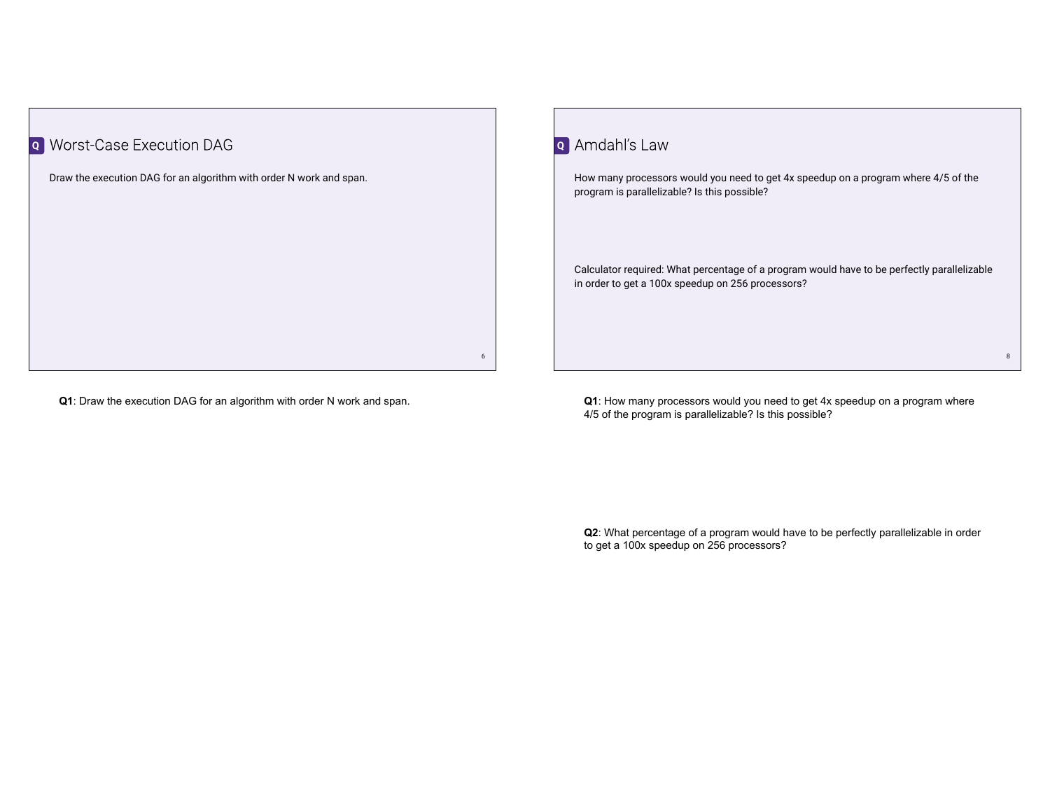## Worst-Case Execution DAG

Draw the execution DAG for an algorithm with order N work and span.

**Q1**: Draw the execution DAG for an algorithm with order N work and span.

## Amdahl's Law

How many processors would you need to get 4x speedup on a program where 4/5 of the program is parallelizable? Is this possible?

Calculator required: What percentage of a program would have to be perfectly parallelizable in order to get a 100x speedup on 256 processors?

**Q1**: How many processors would you need to get 4x speedup on a program where 4/5 of the program is parallelizable? Is this possible?

**Q2**: What percentage of a program would have to be perfectly parallelizable in order to get a 100x speedup on 256 processors?